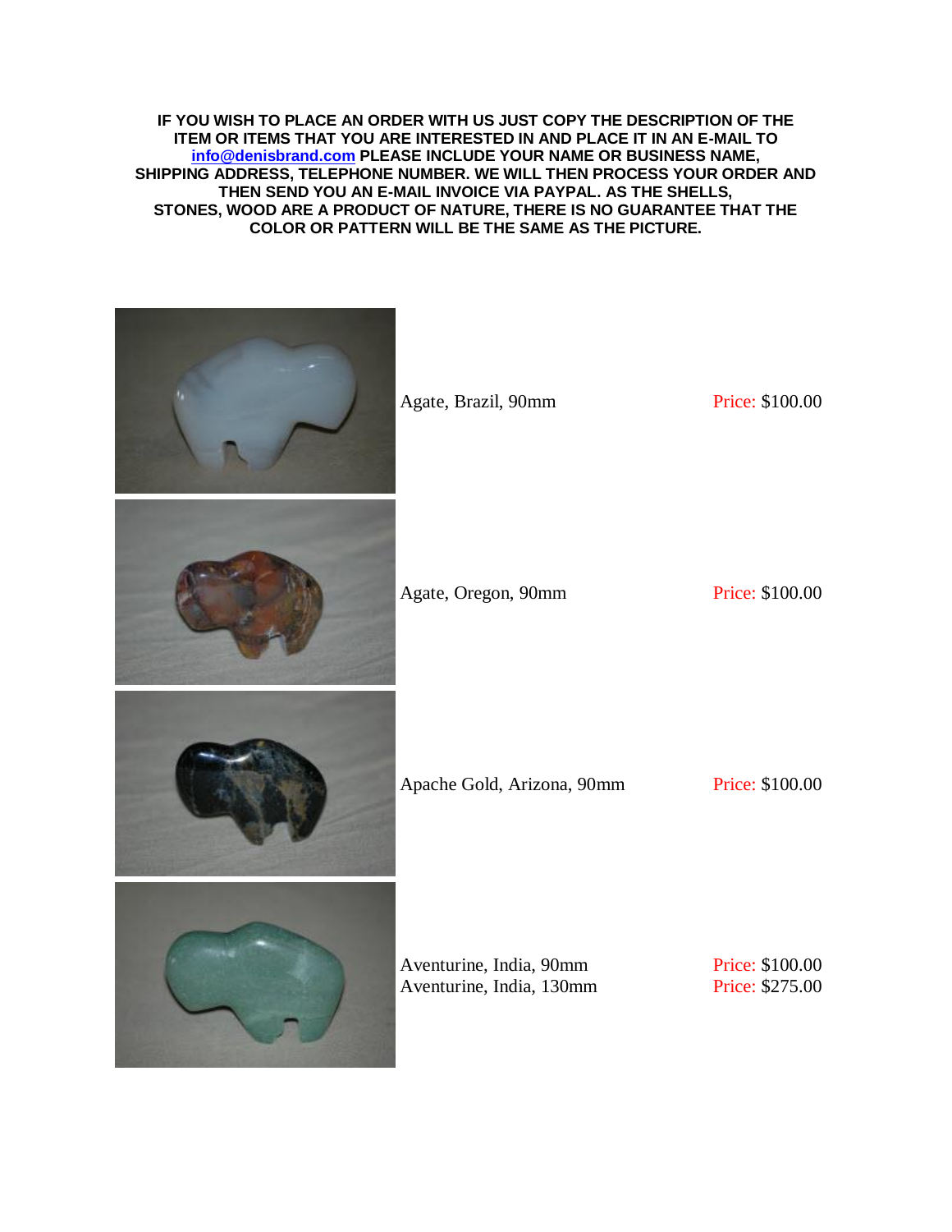**IF YOU WISH TO PLACE AN ORDER WITH US JUST COPY THE DESCRIPTION OF THE ITEM OR ITEMS THAT YOU ARE INTERESTED IN AND PLACE IT IN AN E-MAIL TO [info@denisbrand.com](mailto:info@denisbrand.com) PLEASE INCLUDE YOUR NAME OR BUSINESS NAME, SHIPPING ADDRESS, TELEPHONE NUMBER. WE WILL THEN PROCESS YOUR ORDER AND THEN SEND YOU AN E-MAIL INVOICE VIA PAYPAL. AS THE SHELLS, STONES, WOOD ARE A PRODUCT OF NATURE, THERE IS NO GUARANTEE THAT THE COLOR OR PATTERN WILL BE THE SAME AS THE PICTURE.**

| Description | Price |
|---|---|
| Agate, Brazil, 90mm | Price: $100.00 |
| Agate, Oregon, 90mm | Price: $100.00 |
| Apache Gold, Arizona, 90mm | Price: $100.00 |
| Aventurine, India, 90mm | Price: $100.00 |
| Aventurine, India, 130mm | Price: $275.00 |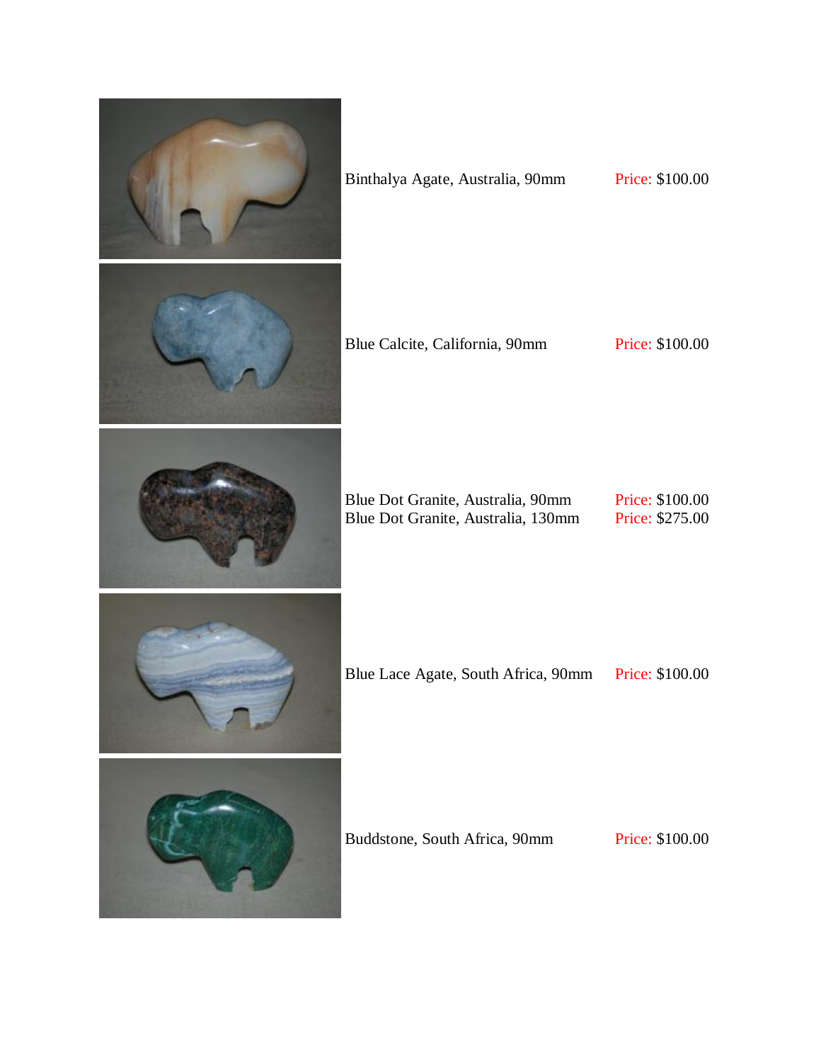Binthalya Agate, Australia, 90mm Price: $100.00

Blue Calcite, California, 90mm Price: $100.00

Blue Dot Granite, Australia, 90mm Price: $100.00
Blue Dot Granite, Australia, 130mm Price: $275.00

Blue Lace Agate, South Africa, 90mm Price: $100.00

Buddstone, South Africa, 90mm Price: $100.00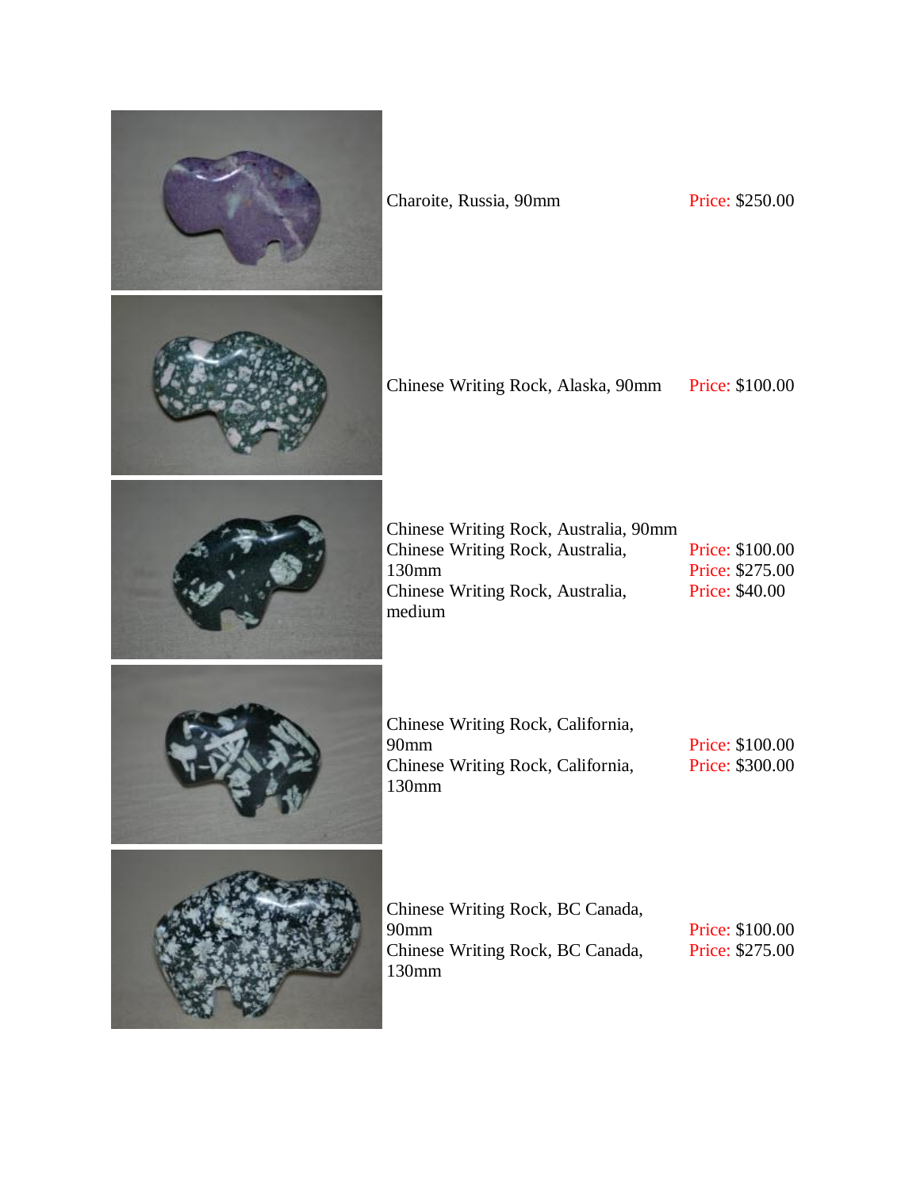| Item | Price |
| --- | --- |
| Charoite, Russia, 90mm | Price: $250.00 |
| Chinese Writing Rock, Alaska, 90mm | Price: $100.00 |
| Chinese Writing Rock, Australia, 90mm | Price: $100.00 |
| Chinese Writing Rock, Australia, 130mm | Price: $275.00 |
| Chinese Writing Rock, Australia, medium | Price: $40.00 |
| Chinese Writing Rock, California, 90mm | Price: $100.00 |
| Chinese Writing Rock, California, 130mm | Price: $300.00 |
| Chinese Writing Rock, BC Canada, 90mm | Price: $100.00 |
| Chinese Writing Rock, BC Canada, 130mm | Price: $275.00 |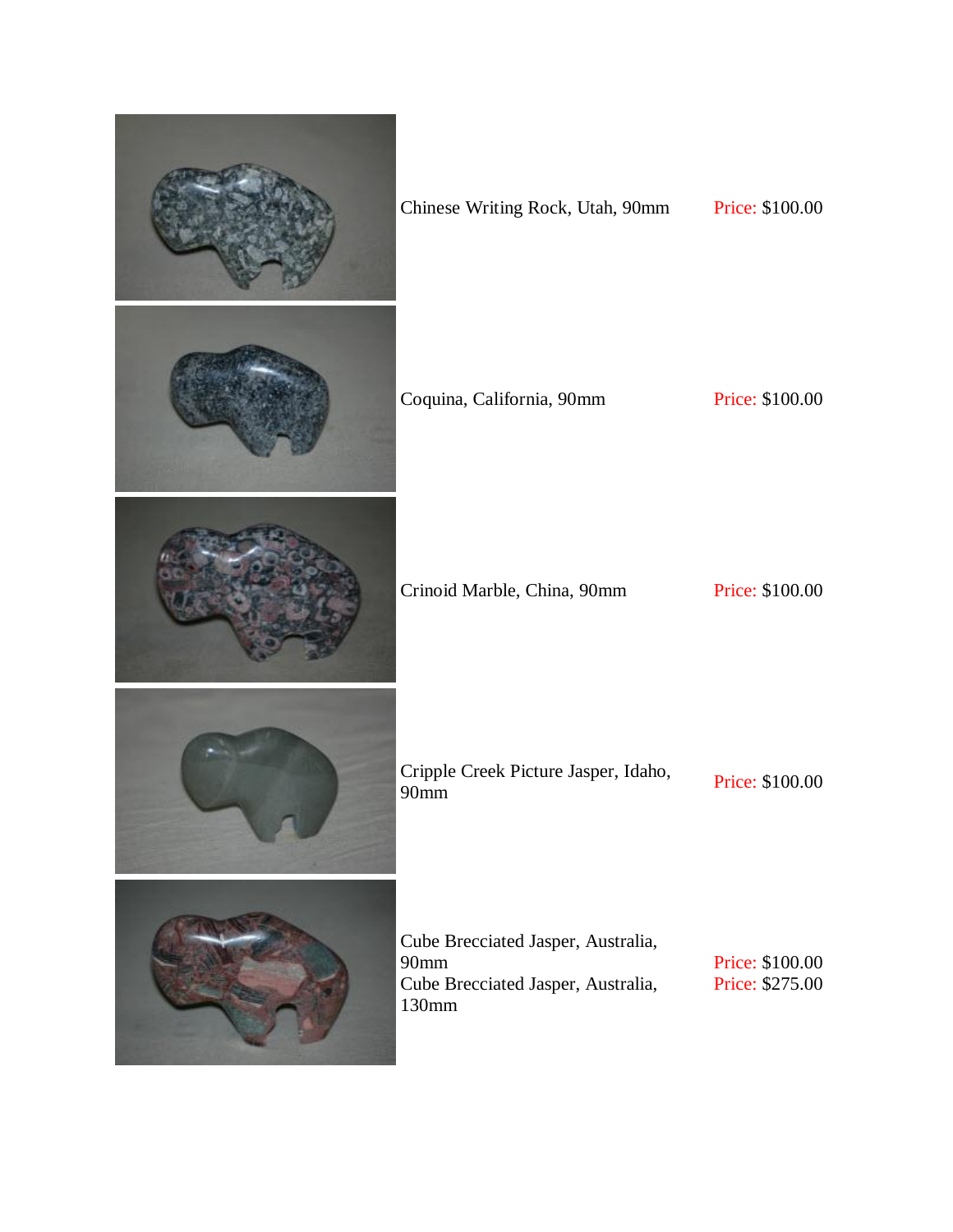| Item | Price |
| --- | --- |
| Chinese Writing Rock, Utah, 90mm | Price: $100.00 |
| Coquina, California, 90mm | Price: $100.00 |
| Crinoid Marble, China, 90mm | Price: $100.00 |
| Cripple Creek Picture Jasper, Idaho, 90mm | Price: $100.00 |
| Cube Brecciated Jasper, Australia, 90mm | Price: $100.00 |
| Cube Brecciated Jasper, Australia, 130mm | Price: $275.00 |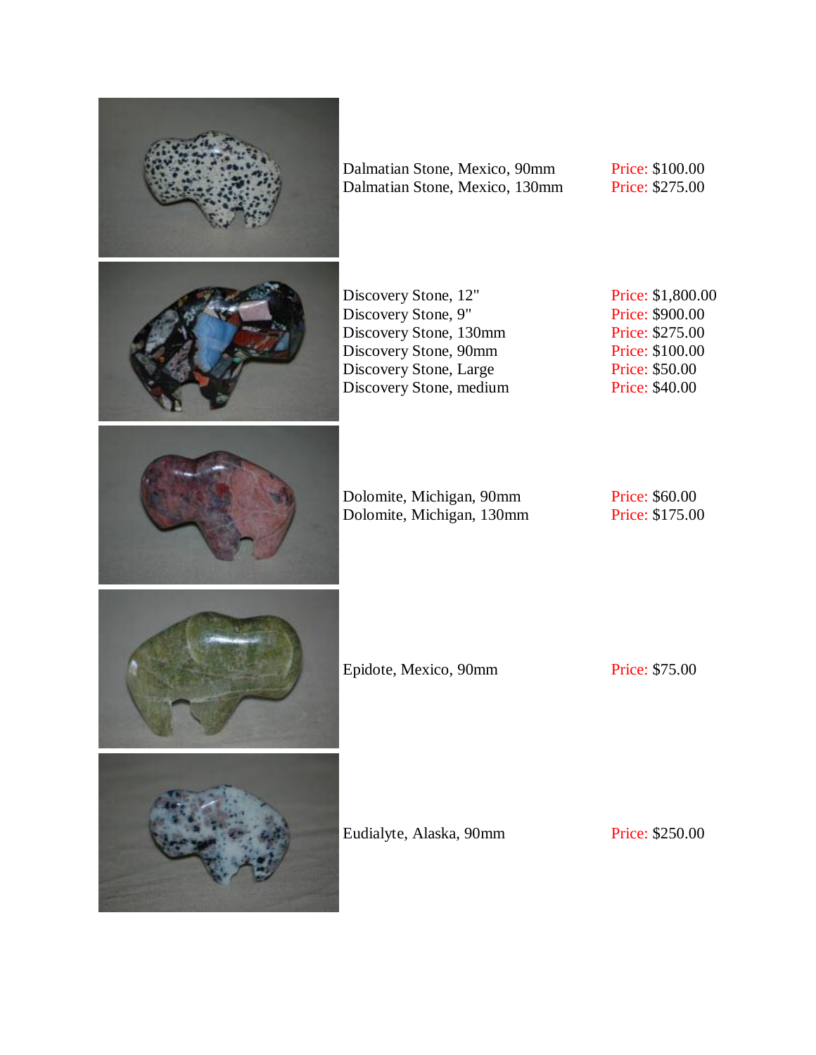Dalmatian Stone, Mexico, 90mm Price: $100.00
Dalmatian Stone, Mexico, 130mm Price: $275.00

Discovery Stone, 12" Price: $1,800.00
Discovery Stone, 9" Price: $900.00
Discovery Stone, 130mm Price: $275.00
Discovery Stone, 90mm Price: $100.00
Discovery Stone, Large Price: $50.00
Discovery Stone, medium Price: $40.00

Dolomite, Michigan, 90mm Price: $60.00
Dolomite, Michigan, 130mm Price: $175.00

Epidote, Mexico, 90mm Price: $75.00

Eudialyte, Alaska, 90mm Price: $250.00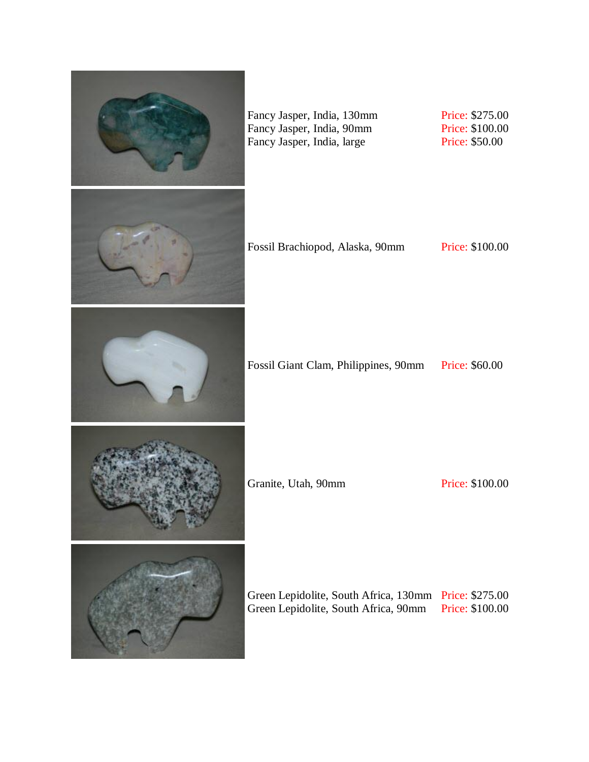Fancy Jasper, India, 130mm Price: $275.00
Fancy Jasper, India, 90mm Price: $100.00
Fancy Jasper, India, large Price: $50.00

Fossil Brachiopod, Alaska, 90mm Price: $100.00

Fossil Giant Clam, Philippines, 90mm Price: $60.00

Granite, Utah, 90mm Price: $100.00

Green Lepidolite, South Africa, 130mm Price: $275.00
Green Lepidolite, South Africa, 90mm Price: $100.00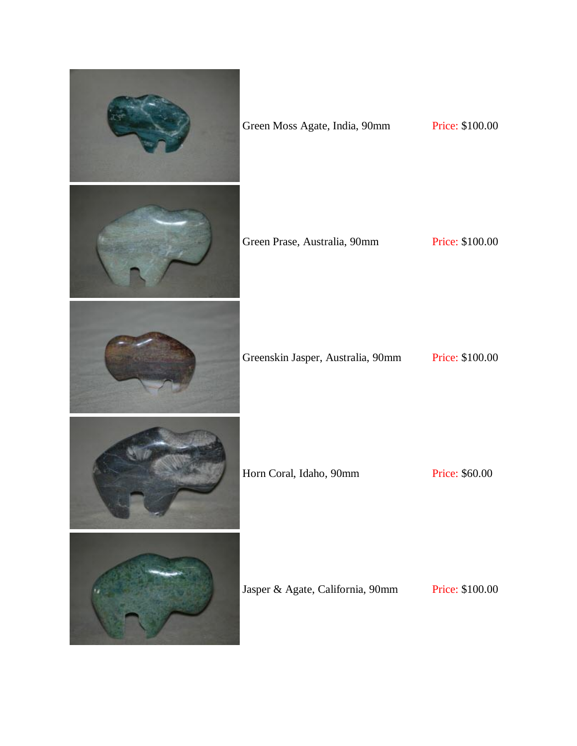| | | |
|---|---|---|
| | Green Moss Agate, India, 90mm | Price: $100.00 |
| | Green Prase, Australia, 90mm | Price: $100.00 |
| | Greenskin Jasper, Australia, 90mm | Price: $100.00 |
| | Horn Coral, Idaho, 90mm | Price: $60.00 |
| | Jasper & Agate, California, 90mm | Price: $100.00 |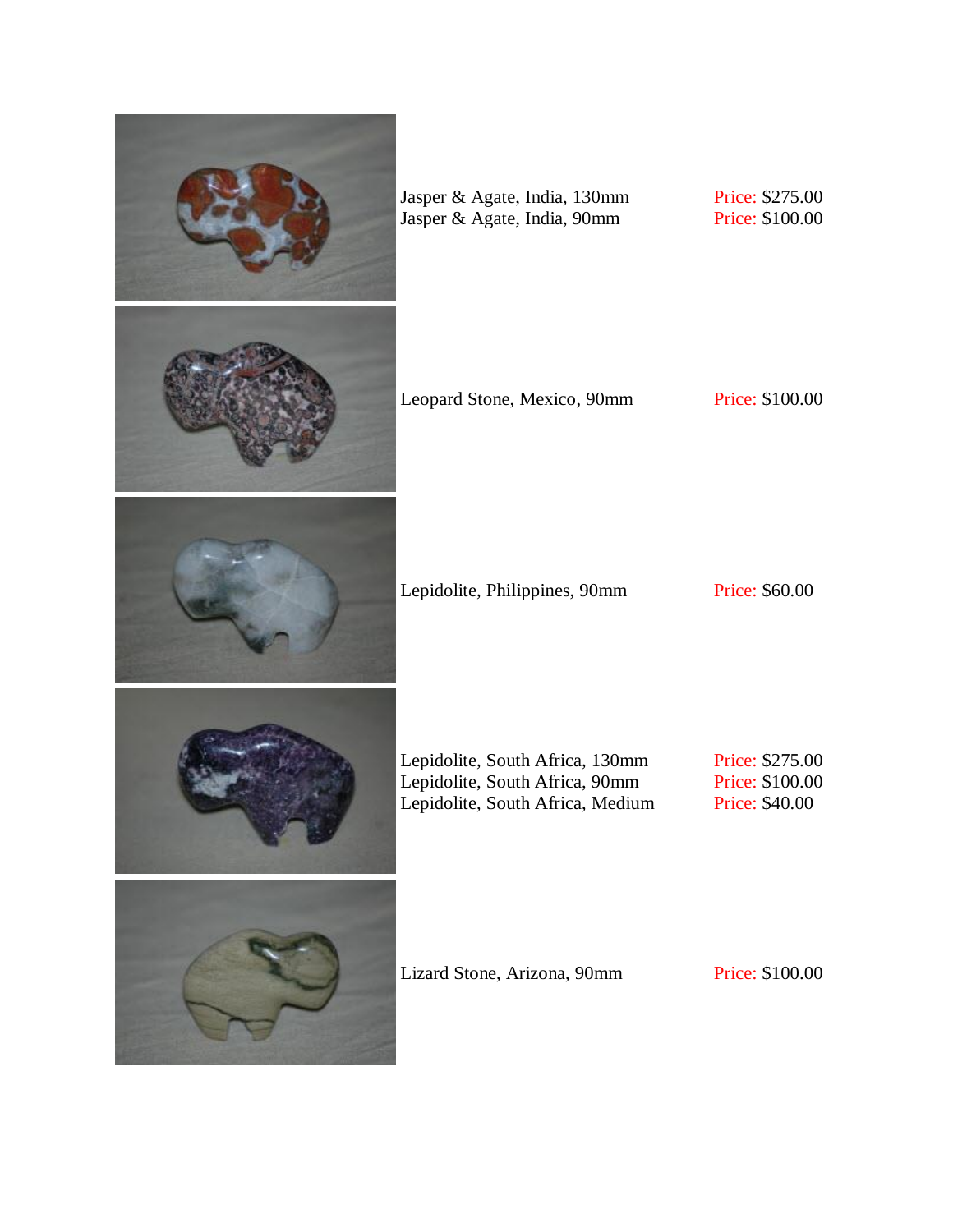| Item | Price |
| --- | --- |
| Jasper & Agate, India, 130mm | Price: $275.00 |
| Jasper & Agate, India, 90mm | Price: $100.00 |
| Leopard Stone, Mexico, 90mm | Price: $100.00 |
| Lepidolite, Philippines, 90mm | Price: $60.00 |
| Lepidolite, South Africa, 130mm | Price: $275.00 |
| Lepidolite, South Africa, 90mm | Price: $100.00 |
| Lepidolite, South Africa, Medium | Price: $40.00 |
| Lizard Stone, Arizona, 90mm | Price: $100.00 |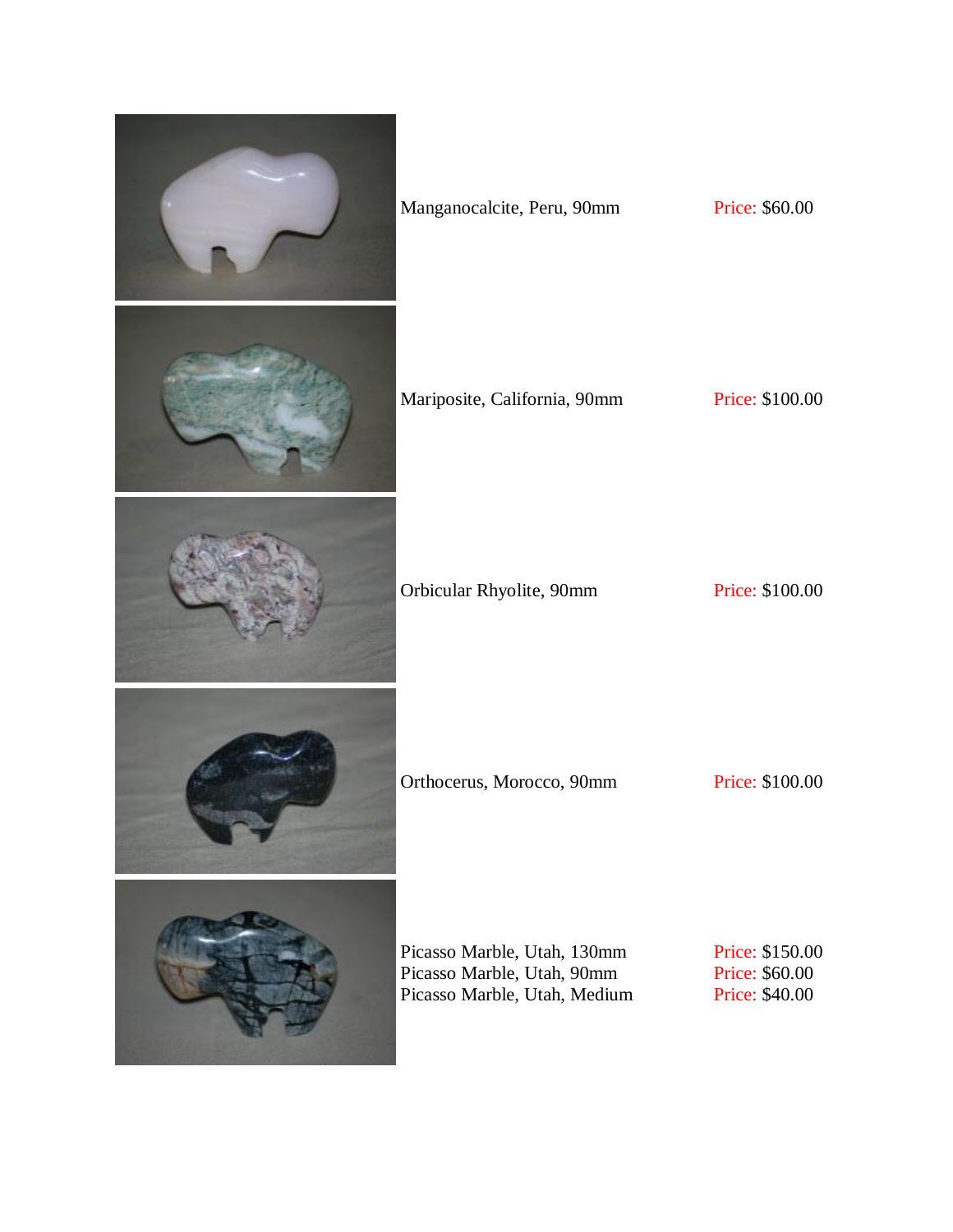| Item | Price |
| --- | --- |
| Manganocalcite, Peru, 90mm | Price: $60.00 |
| Mariposite, California, 90mm | Price: $100.00 |
| Orbicular Rhyolite, 90mm | Price: $100.00 |
| Orthocerus, Morocco, 90mm | Price: $100.00 |
| Picasso Marble, Utah, 130mm | Price: $150.00 |
| Picasso Marble, Utah, 90mm | Price: $60.00 |
| Picasso Marble, Utah, Medium | Price: $40.00 |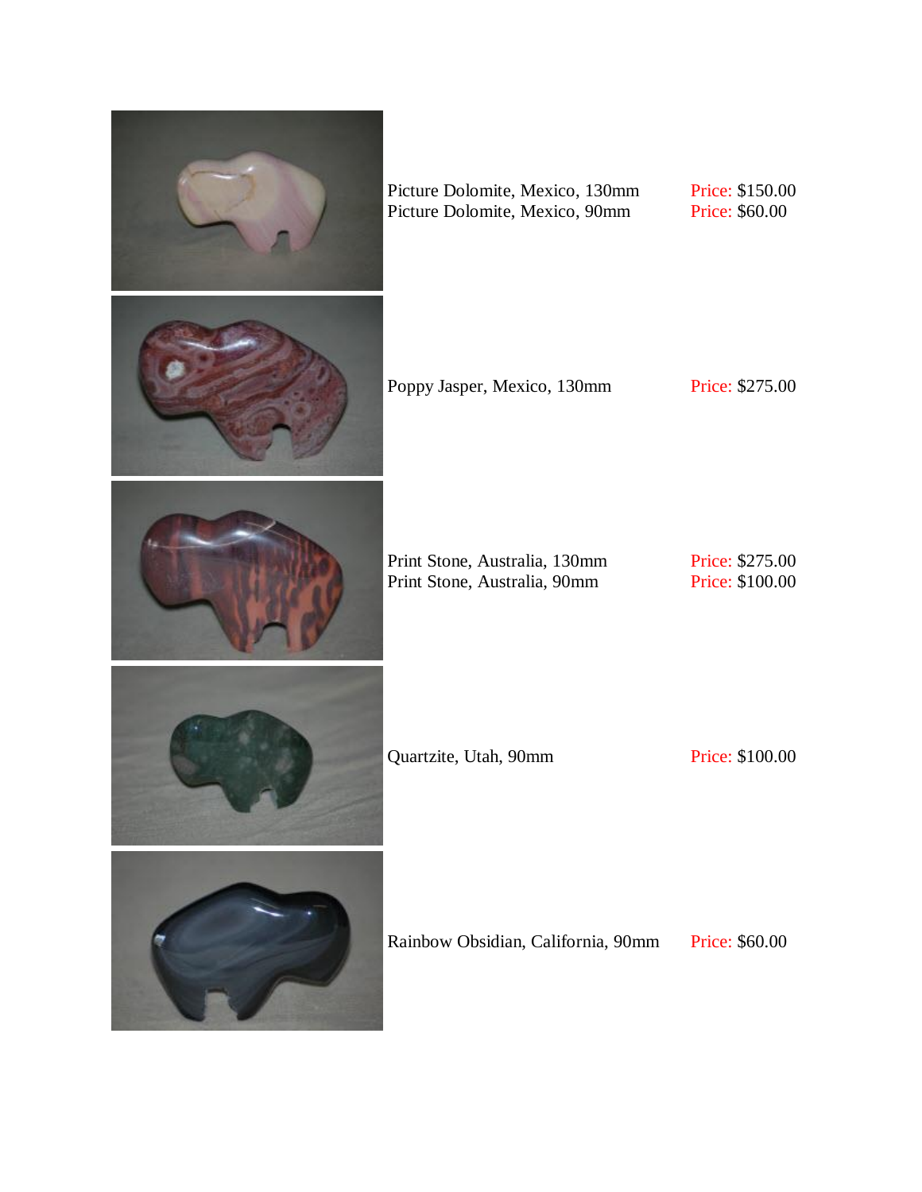Picture Dolomite, Mexico, 130mm Price: $150.00
Picture Dolomite, Mexico, 90mm Price: $60.00

Poppy Jasper, Mexico, 130mm Price: $275.00

Print Stone, Australia, 130mm Price: $275.00
Print Stone, Australia, 90mm Price: $100.00

Quartzite, Utah, 90mm Price: $100.00

Rainbow Obsidian, California, 90mm Price: $60.00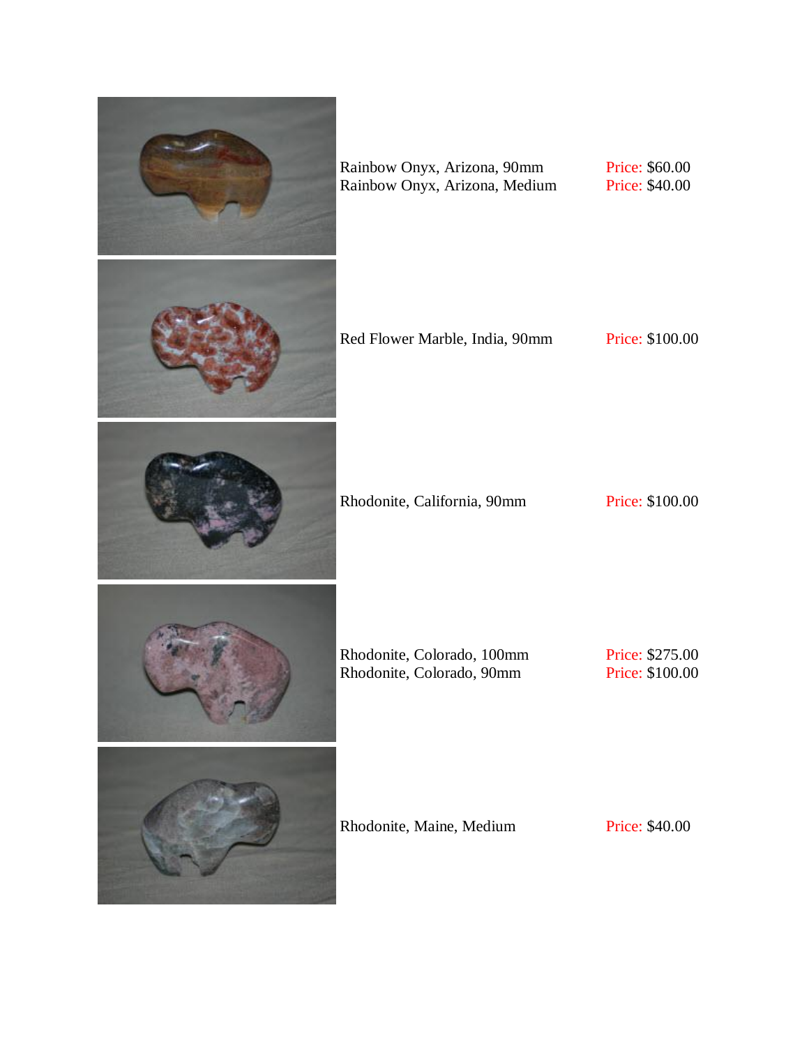Rainbow Onyx, Arizona, 90mm Price: $60.00
Rainbow Onyx, Arizona, Medium Price: $40.00

Red Flower Marble, India, 90mm Price: $100.00

Rhodonite, California, 90mm Price: $100.00

Rhodonite, Colorado, 100mm Price: $275.00
Rhodonite, Colorado, 90mm Price: $100.00

Rhodonite, Maine, Medium Price: $40.00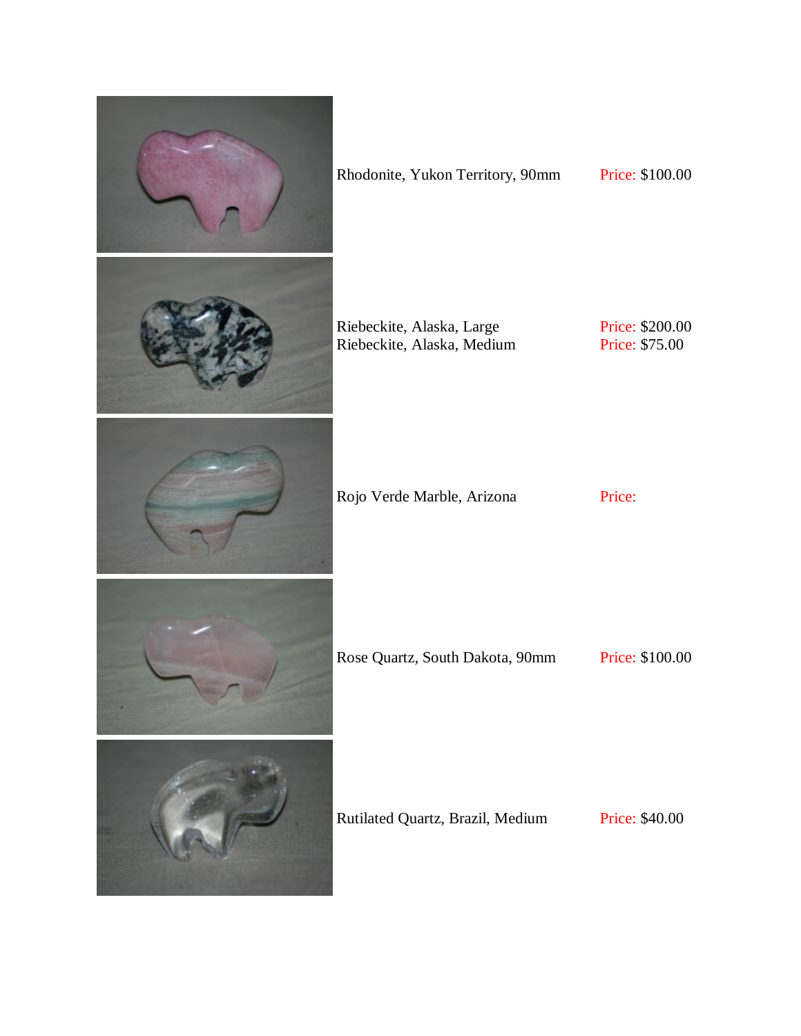| Item | Price |
| --- | --- |
| Rhodonite, Yukon Territory, 90mm | Price: $100.00 |
| Riebeckite, Alaska, Large | Price: $200.00 |
| Riebeckite, Alaska, Medium | Price: $75.00 |
| Rojo Verde Marble, Arizona | Price: |
| Rose Quartz, South Dakota, 90mm | Price: $100.00 |
| Rutilated Quartz, Brazil, Medium | Price: $40.00 |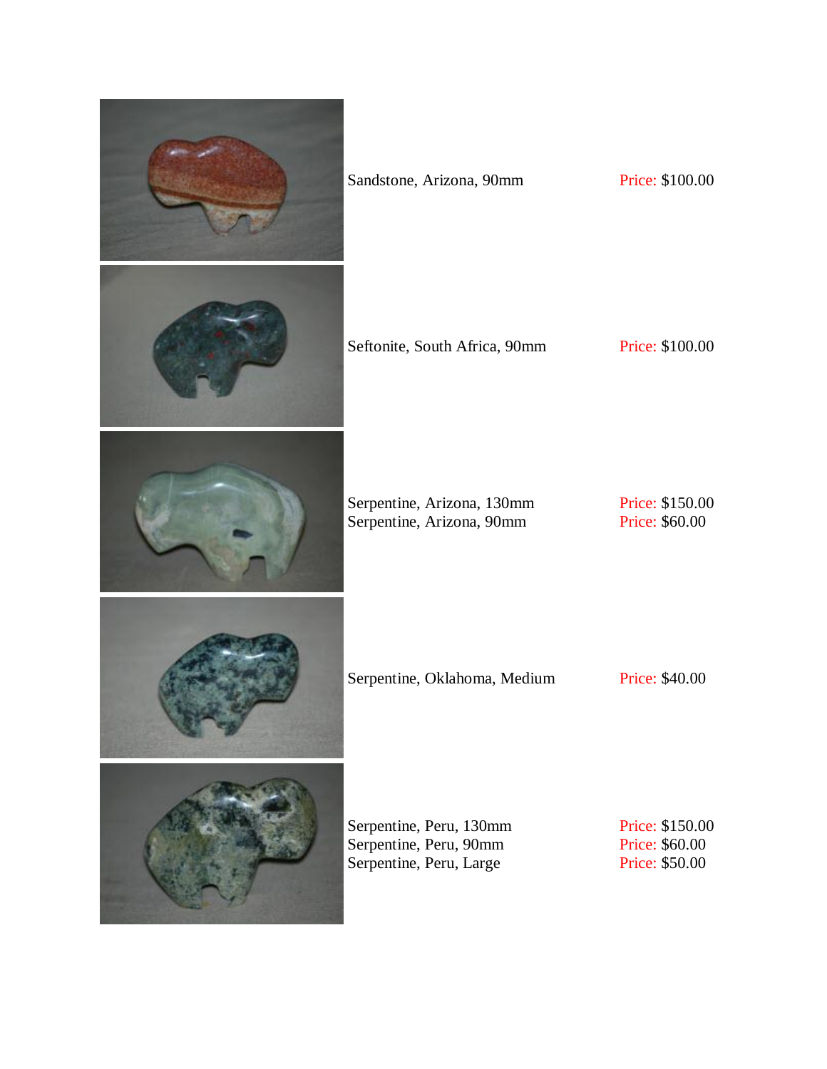| Item | Price |
| --- | --- |
| Sandstone, Arizona, 90mm | Price: $100.00 |
| Seftonite, South Africa, 90mm | Price: $100.00 |
| Serpentine, Arizona, 130mm | Price: $150.00 |
| Serpentine, Arizona, 90mm | Price: $60.00 |
| Serpentine, Oklahoma, Medium | Price: $40.00 |
| Serpentine, Peru, 130mm | Price: $150.00 |
| Serpentine, Peru, 90mm | Price: $60.00 |
| Serpentine, Peru, Large | Price: $50.00 |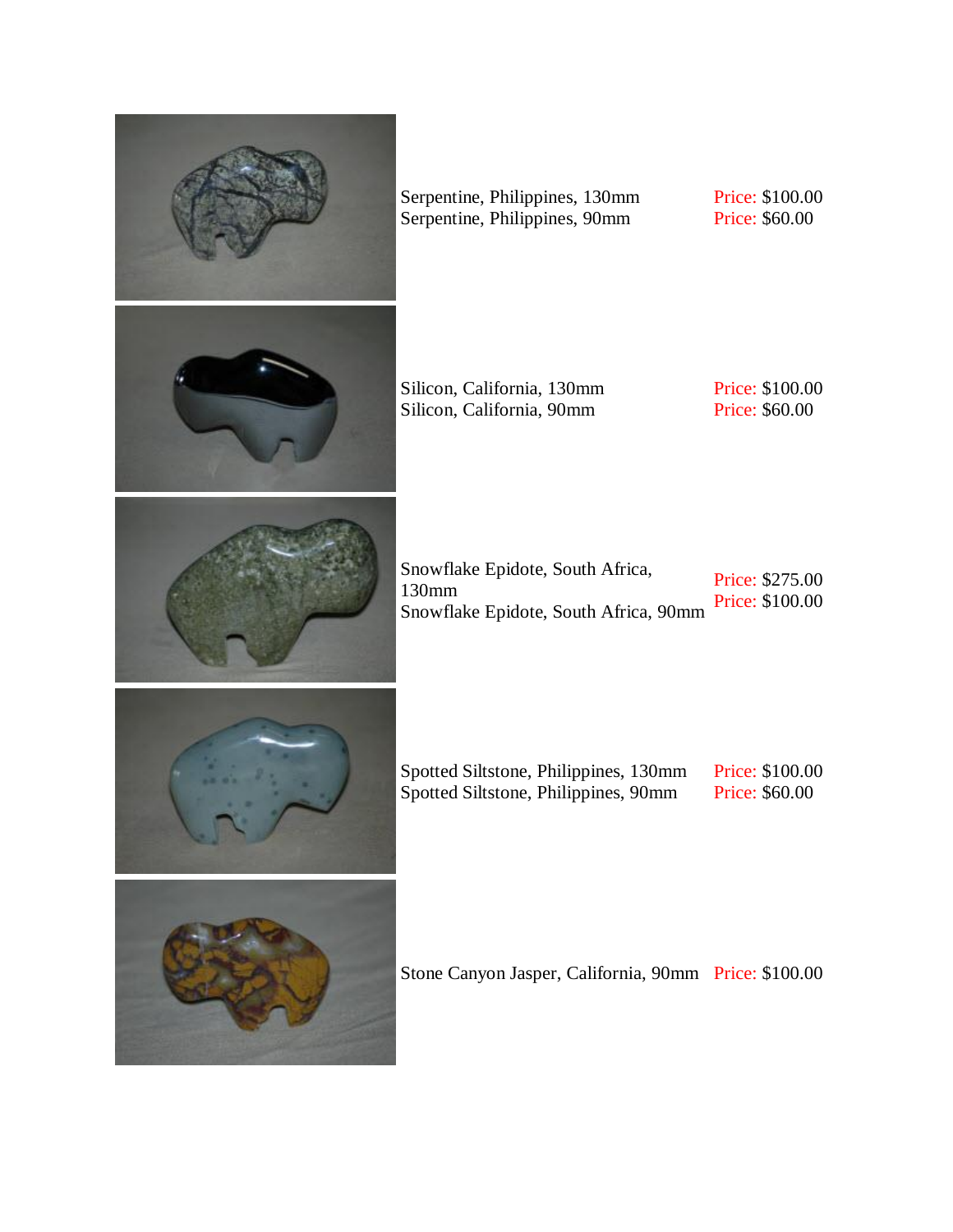| Item | Price |
| --- | --- |
| Serpentine, Philippines, 130mm | Price: $100.00 |
| Serpentine, Philippines, 90mm | Price: $60.00 |
| Silicon, California, 130mm | Price: $100.00 |
| Silicon, California, 90mm | Price: $60.00 |
| Snowflake Epidote, South Africa, 130mm | Price: $275.00 |
| Snowflake Epidote, South Africa, 90mm | Price: $100.00 |
| Spotted Siltstone, Philippines, 130mm | Price: $100.00 |
| Spotted Siltstone, Philippines, 90mm | Price: $60.00 |
| Stone Canyon Jasper, California, 90mm | Price: $100.00 |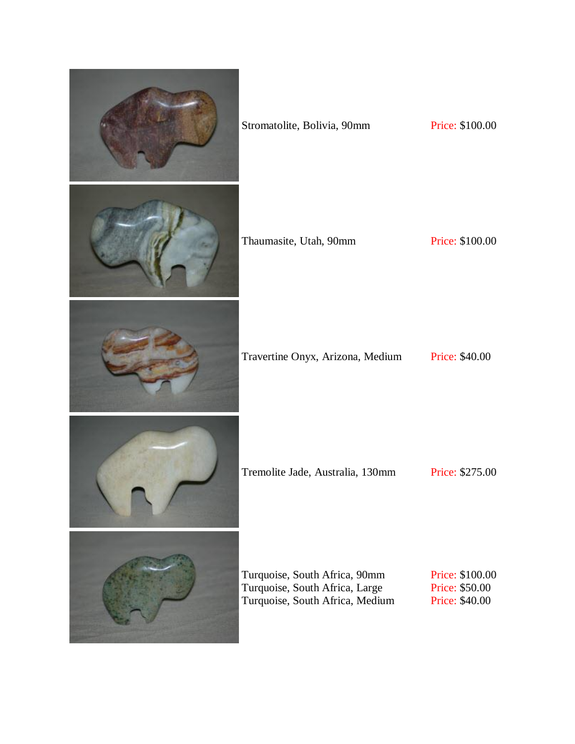Stromatolite, Bolivia, 90mm Price: $100.00

Thaumasite, Utah, 90mm Price: $100.00

Travertine Onyx, Arizona, Medium Price: $40.00

Tremolite Jade, Australia, 130mm Price: $275.00

Turquoise, South Africa, 90mm Price: $100.00
Turquoise, South Africa, Large Price: $50.00
Turquoise, South Africa, Medium Price: $40.00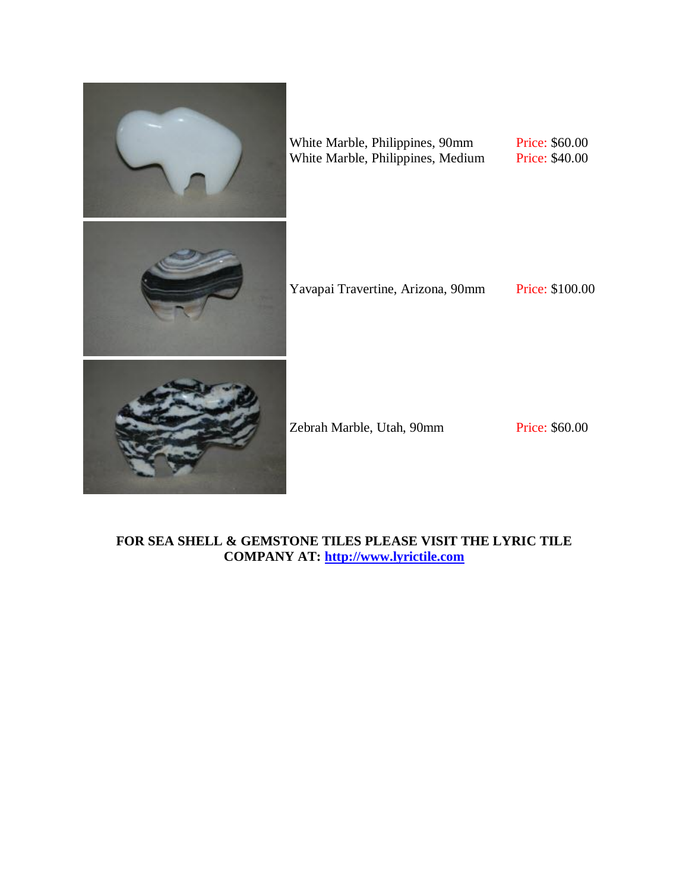| | |
|---|---|
| White Marble, Philippines, 90mm | Price: $60.00 |
| White Marble, Philippines, Medium | Price: $40.00 |
| Yavapai Travertine, Arizona, 90mm | Price: $100.00 |
| Zebrah Marble, Utah, 90mm | Price: $60.00 |

**FOR SEA SHELL & GEMSTONE TILES PLEASE VISIT THE LYRIC TILE COMPANY AT: [http://www.lyrictile.com](http://www.lyrictile.com)**